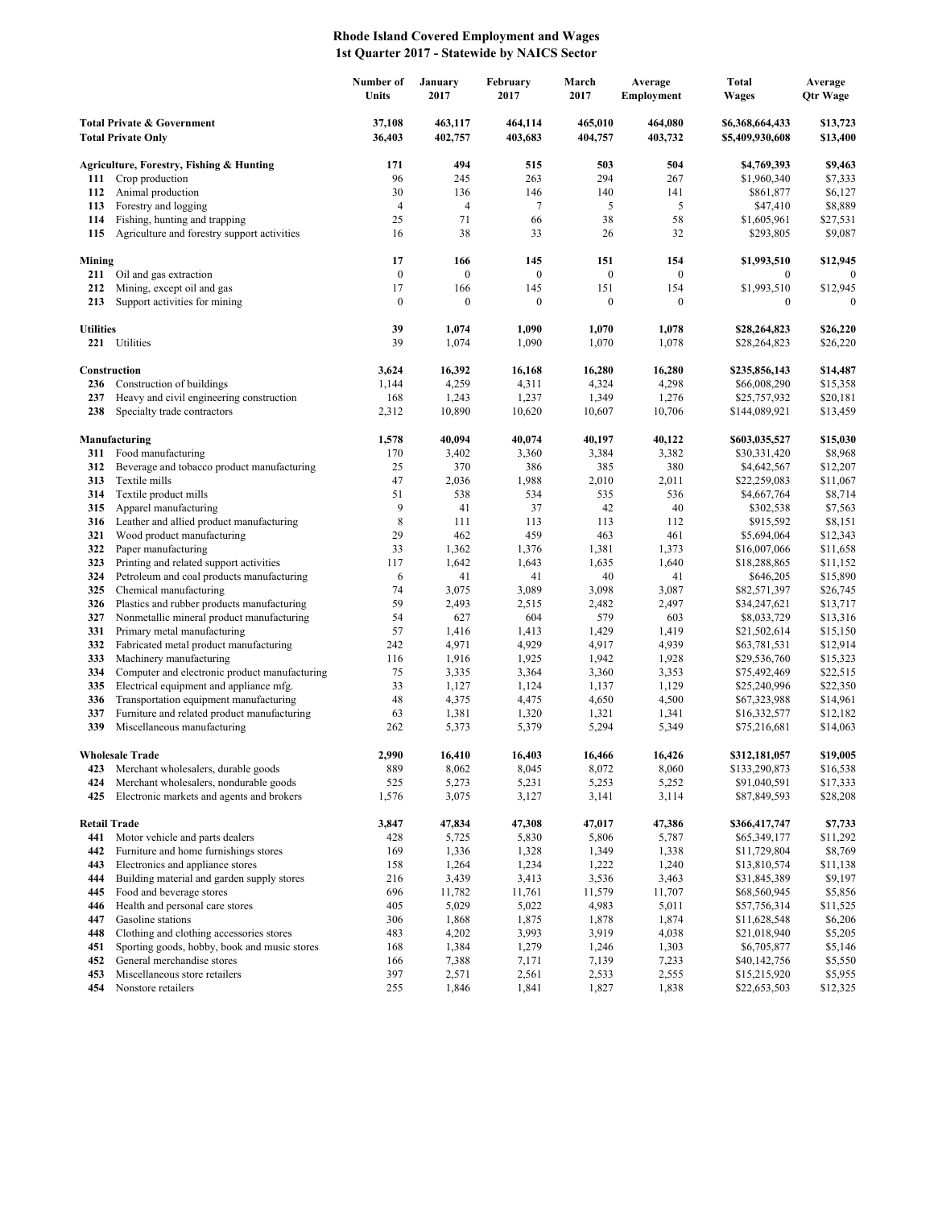# Rhode Island Covered Employment and Wages
## 1st Quarter 2017 - Statewide by NAICS Sector

| | | Number of Units | January 2017 | February 2017 | March 2017 | Average Employment | Total Wages | Average Qtr Wage |
|---|---|---|---|---|---|---|---|---|
| **Total Private & Government** | | **37,108** | **463,117** | **464,114** | **465,010** | **464,080** | **$6,368,664,433** | **$13,723** |
| **Total Private Only** | | **36,403** | **402,757** | **403,683** | **404,757** | **403,732** | **$5,409,930,608** | **$13,400** |
| **Agriculture, Forestry, Fishing & Hunting** | | **171** | **494** | **515** | **503** | **504** | **$4,769,393** | **$9,463** |
| **111** | Crop production | 96 | 245 | 263 | 294 | 267 | $1,960,340 | $7,333 |
| **112** | Animal production | 30 | 136 | 146 | 140 | 141 | $861,877 | $6,127 |
| **113** | Forestry and logging | 4 | 4 | 7 | 5 | 5 | $47,410 | $8,889 |
| **114** | Fishing, hunting and trapping | 25 | 71 | 66 | 38 | 58 | $1,605,961 | $27,531 |
| **115** | Agriculture and forestry support activities | 16 | 38 | 33 | 26 | 32 | $293,805 | $9,087 |
| **Mining** | | **17** | **166** | **145** | **151** | **154** | **$1,993,510** | **$12,945** |
| **211** | Oil and gas extraction | 0 | 0 | 0 | 0 | 0 | 0 | 0 |
| **212** | Mining, except oil and gas | 17 | 166 | 145 | 151 | 154 | $1,993,510 | $12,945 |
| **213** | Support activities for mining | 0 | 0 | 0 | 0 | 0 | 0 | 0 |
| **Utilities** | | **39** | **1,074** | **1,090** | **1,070** | **1,078** | **$28,264,823** | **$26,220** |
| **221** | Utilities | 39 | 1,074 | 1,090 | 1,070 | 1,078 | $28,264,823 | $26,220 |
| **Construction** | | **3,624** | **16,392** | **16,168** | **16,280** | **16,280** | **$235,856,143** | **$14,487** |
| **236** | Construction of buildings | 1,144 | 4,259 | 4,311 | 4,324 | 4,298 | $66,008,290 | $15,358 |
| **237** | Heavy and civil engineering construction | 168 | 1,243 | 1,237 | 1,349 | 1,276 | $25,757,932 | $20,181 |
| **238** | Specialty trade contractors | 2,312 | 10,890 | 10,620 | 10,607 | 10,706 | $144,089,921 | $13,459 |
| **Manufacturing** | | **1,578** | **40,094** | **40,074** | **40,197** | **40,122** | **$603,035,527** | **$15,030** |
| **311** | Food manufacturing | 170 | 3,402 | 3,360 | 3,384 | 3,382 | $30,331,420 | $8,968 |
| **312** | Beverage and tobacco product manufacturing | 25 | 370 | 386 | 385 | 380 | $4,642,567 | $12,207 |
| **313** | Textile mills | 47 | 2,036 | 1,988 | 2,010 | 2,011 | $22,259,083 | $11,067 |
| **314** | Textile product mills | 51 | 538 | 534 | 535 | 536 | $4,667,764 | $8,714 |
| **315** | Apparel manufacturing | 9 | 41 | 37 | 42 | 40 | $302,538 | $7,563 |
| **316** | Leather and allied product manufacturing | 8 | 111 | 113 | 113 | 112 | $915,592 | $8,151 |
| **321** | Wood product manufacturing | 29 | 462 | 459 | 463 | 461 | $5,694,064 | $12,343 |
| **322** | Paper manufacturing | 33 | 1,362 | 1,376 | 1,381 | 1,373 | $16,007,066 | $11,658 |
| **323** | Printing and related support activities | 117 | 1,642 | 1,643 | 1,635 | 1,640 | $18,288,865 | $11,152 |
| **324** | Petroleum and coal products manufacturing | 6 | 41 | 41 | 40 | 41 | $646,205 | $15,890 |
| **325** | Chemical manufacturing | 74 | 3,075 | 3,089 | 3,098 | 3,087 | $82,571,397 | $26,745 |
| **326** | Plastics and rubber products manufacturing | 59 | 2,493 | 2,515 | 2,482 | 2,497 | $34,247,621 | $13,717 |
| **327** | Nonmetallic mineral product manufacturing | 54 | 627 | 604 | 579 | 603 | $8,033,729 | $13,316 |
| **331** | Primary metal manufacturing | 57 | 1,416 | 1,413 | 1,429 | 1,419 | $21,502,614 | $15,150 |
| **332** | Fabricated metal product manufacturing | 242 | 4,971 | 4,929 | 4,917 | 4,939 | $63,781,531 | $12,914 |
| **333** | Machinery manufacturing | 116 | 1,916 | 1,925 | 1,942 | 1,928 | $29,536,760 | $15,323 |
| **334** | Computer and electronic product manufacturing | 75 | 3,335 | 3,364 | 3,360 | 3,353 | $75,492,469 | $22,515 |
| **335** | Electrical equipment and appliance mfg. | 33 | 1,127 | 1,124 | 1,137 | 1,129 | $25,240,996 | $22,350 |
| **336** | Transportation equipment manufacturing | 48 | 4,375 | 4,475 | 4,650 | 4,500 | $67,323,988 | $14,961 |
| **337** | Furniture and related product manufacturing | 63 | 1,381 | 1,320 | 1,321 | 1,341 | $16,332,577 | $12,182 |
| **339** | Miscellaneous manufacturing | 262 | 5,373 | 5,379 | 5,294 | 5,349 | $75,216,681 | $14,063 |
| **Wholesale Trade** | | **2,990** | **16,410** | **16,403** | **16,466** | **16,426** | **$312,181,057** | **$19,005** |
| **423** | Merchant wholesalers, durable goods | 889 | 8,062 | 8,045 | 8,072 | 8,060 | $133,290,873 | $16,538 |
| **424** | Merchant wholesalers, nondurable goods | 525 | 5,273 | 5,231 | 5,253 | 5,252 | $91,040,591 | $17,333 |
| **425** | Electronic markets and agents and brokers | 1,576 | 3,075 | 3,127 | 3,141 | 3,114 | $87,849,593 | $28,208 |
| **Retail Trade** | | **3,847** | **47,834** | **47,308** | **47,017** | **47,386** | **$366,417,747** | **$7,733** |
| **441** | Motor vehicle and parts dealers | 428 | 5,725 | 5,830 | 5,806 | 5,787 | $65,349,177 | $11,292 |
| **442** | Furniture and home furnishings stores | 169 | 1,336 | 1,328 | 1,349 | 1,338 | $11,729,804 | $8,769 |
| **443** | Electronics and appliance stores | 158 | 1,264 | 1,234 | 1,222 | 1,240 | $13,810,574 | $11,138 |
| **444** | Building material and garden supply stores | 216 | 3,439 | 3,413 | 3,536 | 3,463 | $31,845,389 | $9,197 |
| **445** | Food and beverage stores | 696 | 11,782 | 11,761 | 11,579 | 11,707 | $68,560,945 | $5,856 |
| **446** | Health and personal care stores | 405 | 5,029 | 5,022 | 4,983 | 5,011 | $57,756,314 | $11,525 |
| **447** | Gasoline stations | 306 | 1,868 | 1,875 | 1,878 | 1,874 | $11,628,548 | $6,206 |
| **448** | Clothing and clothing accessories stores | 483 | 4,202 | 3,993 | 3,919 | 4,038 | $21,018,940 | $5,205 |
| **451** | Sporting goods, hobby, book and music stores | 168 | 1,384 | 1,279 | 1,246 | 1,303 | $6,705,877 | $5,146 |
| **452** | General merchandise stores | 166 | 7,388 | 7,171 | 7,139 | 7,233 | $40,142,756 | $5,550 |
| **453** | Miscellaneous store retailers | 397 | 2,571 | 2,561 | 2,533 | 2,555 | $15,215,920 | $5,955 |
| **454** | Nonstore retailers | 255 | 1,846 | 1,841 | 1,827 | 1,838 | $22,653,503 | $12,325 |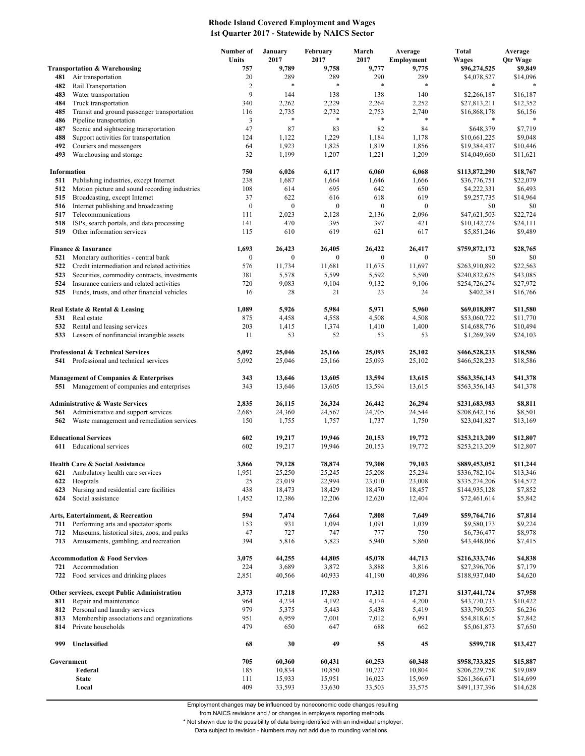# Rhode Island Covered Employment and Wages
## 1st Quarter 2017 - Statewide by NAICS Sector

| | | Number of Units | January 2017 | February 2017 | March 2017 | Average Employment | Total Wages | Average Qtr Wage |
|---|---|---|---|---|---|---|---|---|
| **Transportation & Warehousing** | | **757** | **9,789** | **9,758** | **9,777** | **9,775** | **$96,274,525** | **$9,849** |
| **481** | Air transportation | 20 | 289 | 289 | 290 | 289 | $4,078,527 | $14,096 |
| **482** | Rail Transportation | 2 | * | * | * | * | * | * |
| **483** | Water transportation | 9 | 144 | 138 | 138 | 140 | $2,266,187 | $16,187 |
| **484** | Truck transportation | 340 | 2,262 | 2,229 | 2,264 | 2,252 | $27,813,211 | $12,352 |
| **485** | Transit and ground passenger transportation | 116 | 2,735 | 2,732 | 2,753 | 2,740 | $16,868,178 | $6,156 |
| **486** | Pipeline transportation | 3 | * | * | * | * | * | * |
| **487** | Scenic and sightseeing transportation | 47 | 87 | 83 | 82 | 84 | $648,379 | $7,719 |
| **488** | Support activities for transportation | 124 | 1,122 | 1,229 | 1,184 | 1,178 | $10,661,225 | $9,048 |
| **492** | Couriers and messengers | 64 | 1,923 | 1,825 | 1,819 | 1,856 | $19,384,437 | $10,446 |
| **493** | Warehousing and storage | 32 | 1,199 | 1,207 | 1,221 | 1,209 | $14,049,660 | $11,621 |
| **Information** | | **750** | **6,026** | **6,117** | **6,060** | **6,068** | **$113,872,290** | **$18,767** |
| **511** | Publishing industries, except Internet | 238 | 1,687 | 1,664 | 1,646 | 1,666 | $36,776,751 | $22,079 |
| **512** | Motion picture and sound recording industries | 108 | 614 | 695 | 642 | 650 | $4,222,331 | $6,493 |
| **515** | Broadcasting, except Internet | 37 | 622 | 616 | 618 | 619 | $9,257,735 | $14,964 |
| **516** | Internet publishing and broadcasting | 0 | 0 | 0 | 0 | 0 | $0 | $0 |
| **517** | Telecommunications | 111 | 2,023 | 2,128 | 2,136 | 2,096 | $47,621,503 | $22,724 |
| **518** | ISPs, search portals, and data processing | 141 | 470 | 395 | 397 | 421 | $10,142,724 | $24,111 |
| **519** | Other information services | 115 | 610 | 619 | 621 | 617 | $5,851,246 | $9,489 |
| **Finance & Insurance** | | **1,693** | **26,423** | **26,405** | **26,422** | **26,417** | **$759,872,172** | **$28,765** |
| **521** | Monetary authorities - central bank | 0 | 0 | 0 | 0 | 0 | $0 | $0 |
| **522** | Credit intermediation and related activities | 576 | 11,734 | 11,681 | 11,675 | 11,697 | $263,910,892 | $22,563 |
| **523** | Securities, commodity contracts, investments | 381 | 5,578 | 5,599 | 5,592 | 5,590 | $240,832,625 | $43,085 |
| **524** | Insurance carriers and related activities | 720 | 9,083 | 9,104 | 9,132 | 9,106 | $254,726,274 | $27,972 |
| **525** | Funds, trusts, and other financial vehicles | 16 | 28 | 21 | 23 | 24 | $402,381 | $16,766 |
| **Real Estate & Rental & Leasing** | | **1,089** | **5,926** | **5,984** | **5,971** | **5,960** | **$69,018,897** | **$11,580** |
| **531** | Real estate | 875 | 4,458 | 4,558 | 4,508 | 4,508 | $53,060,722 | $11,770 |
| **532** | Rental and leasing services | 203 | 1,415 | 1,374 | 1,410 | 1,400 | $14,688,776 | $10,494 |
| **533** | Lessors of nonfinancial intangible assets | 11 | 53 | 52 | 53 | 53 | $1,269,399 | $24,103 |
| **Professional & Technical Services** | | **5,092** | **25,046** | **25,166** | **25,093** | **25,102** | **$466,528,233** | **$18,586** |
| **541** | Professional and technical services | 5,092 | 25,046 | 25,166 | 25,093 | 25,102 | $466,528,233 | $18,586 |
| **Management of Companies & Enterprises** | | **343** | **13,646** | **13,605** | **13,594** | **13,615** | **$563,356,143** | **$41,378** |
| **551** | Management of companies and enterprises | 343 | 13,646 | 13,605 | 13,594 | 13,615 | $563,356,143 | $41,378 |
| **Administrative & Waste Services** | | **2,835** | **26,115** | **26,324** | **26,442** | **26,294** | **$231,683,983** | **$8,811** |
| **561** | Administrative and support services | 2,685 | 24,360 | 24,567 | 24,705 | 24,544 | $208,642,156 | $8,501 |
| **562** | Waste management and remediation services | 150 | 1,755 | 1,757 | 1,737 | 1,750 | $23,041,827 | $13,169 |
| **Educational Services** | | **602** | **19,217** | **19,946** | **20,153** | **19,772** | **$253,213,209** | **$12,807** |
| **611** | Educational services | 602 | 19,217 | 19,946 | 20,153 | 19,772 | $253,213,209 | $12,807 |
| **Health Care & Social Assistance** | | **3,866** | **79,128** | **78,874** | **79,308** | **79,103** | **$889,453,052** | **$11,244** |
| **621** | Ambulatory health care services | 1,951 | 25,250 | 25,245 | 25,208 | 25,234 | $336,782,104 | $13,346 |
| **622** | Hospitals | 25 | 23,019 | 22,994 | 23,010 | 23,008 | $335,274,206 | $14,572 |
| **623** | Nursing and residential care facilities | 438 | 18,473 | 18,429 | 18,470 | 18,457 | $144,935,128 | $7,852 |
| **624** | Social assistance | 1,452 | 12,386 | 12,206 | 12,620 | 12,404 | $72,461,614 | $5,842 |
| **Arts, Entertainment, & Recreation** | | **594** | **7,474** | **7,664** | **7,808** | **7,649** | **$59,764,716** | **$7,814** |
| **711** | Performing arts and spectator sports | 153 | 931 | 1,094 | 1,091 | 1,039 | $9,580,173 | $9,224 |
| **712** | Museums, historical sites, zoos, and parks | 47 | 727 | 747 | 777 | 750 | $6,736,477 | $8,978 |
| **713** | Amusements, gambling, and recreation | 394 | 5,816 | 5,823 | 5,940 | 5,860 | $43,448,066 | $7,415 |
| **Accommodation & Food Services** | | **3,075** | **44,255** | **44,805** | **45,078** | **44,713** | **$216,333,746** | **$4,838** |
| **721** | Accommodation | 224 | 3,689 | 3,872 | 3,888 | 3,816 | $27,396,706 | $7,179 |
| **722** | Food services and drinking places | 2,851 | 40,566 | 40,933 | 41,190 | 40,896 | $188,937,040 | $4,620 |
| **Other services, except Public Administration** | | **3,373** | **17,218** | **17,283** | **17,312** | **17,271** | **$137,441,724** | **$7,958** |
| **811** | Repair and maintenance | 964 | 4,234 | 4,192 | 4,174 | 4,200 | $43,770,733 | $10,422 |
| **812** | Personal and laundry services | 979 | 5,375 | 5,443 | 5,438 | 5,419 | $33,790,503 | $6,236 |
| **813** | Membership associations and organizations | 951 | 6,959 | 7,001 | 7,012 | 6,991 | $54,818,615 | $7,842 |
| **814** | Private households | 479 | 650 | 647 | 688 | 662 | $5,061,873 | $7,650 |
| **999** | **Unclassified** | **68** | **30** | **49** | **55** | **45** | **$599,718** | **$13,427** |
| **Government** | | **705** | **60,360** | **60,431** | **60,253** | **60,348** | **$958,733,825** | **$15,887** |
| | **Federal** | 185 | 10,834 | 10,850 | 10,727 | 10,804 | $206,229,758 | $19,089 |
| | **State** | 111 | 15,933 | 15,951 | 16,023 | 15,969 | $261,366,671 | $14,699 |
| | **Local** | 409 | 33,593 | 33,630 | 33,503 | 33,575 | $491,137,396 | $14,628 |

Employment changes may be influenced by noneconomic code changes resulting from NAICS revisions and / or changes in employers reporting methods.

* Not shown due to the possibility of data being identified with an individual employer.

Data subject to revision - Numbers may not add due to rounding variations.